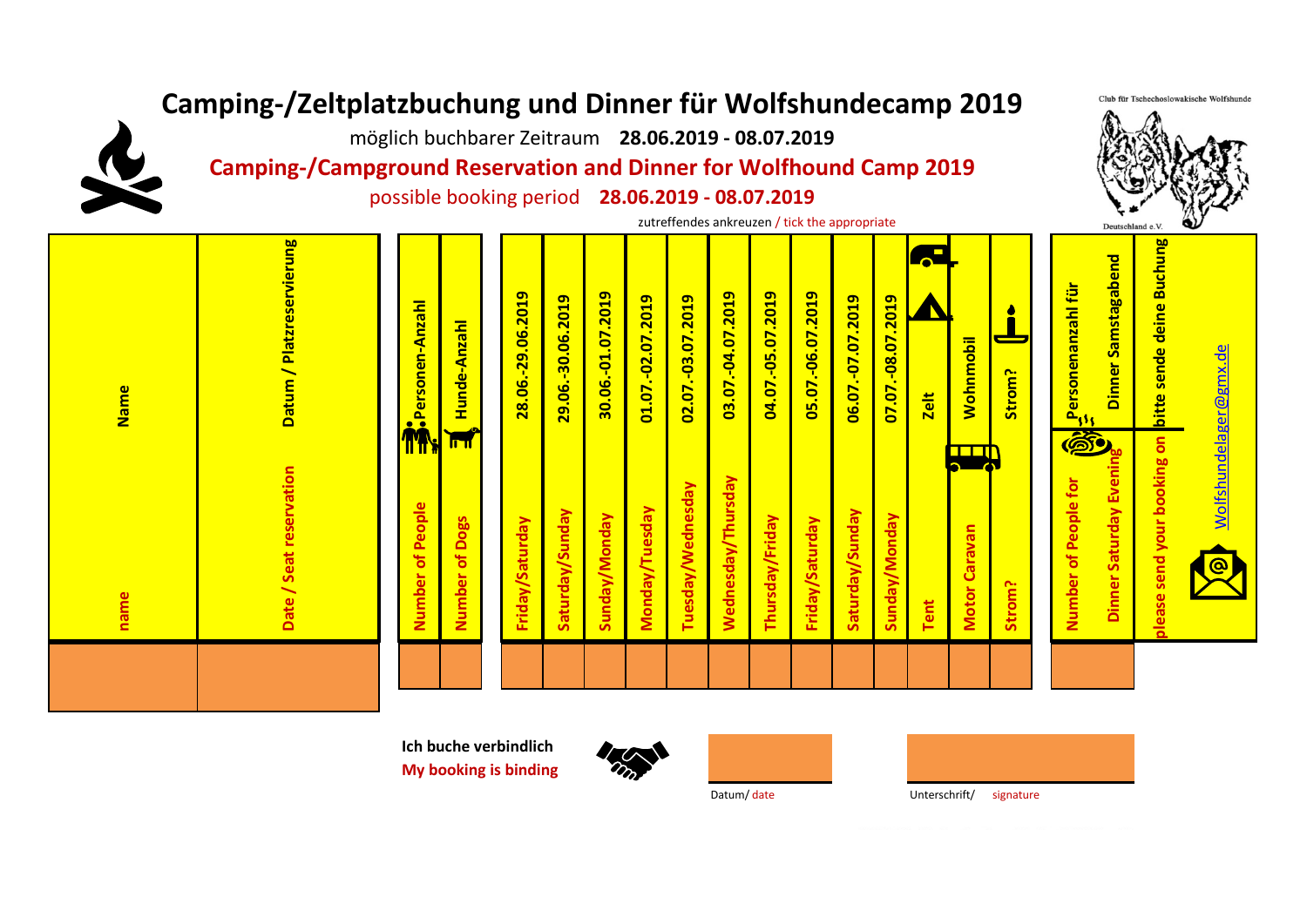# Camping-/Zeltplatzbuchung und Dinner für Wolfshundecamp 2019

möglich buchbarer Zeitraum **28.06.2019 - 08.07.2019**

## Camping-/Campground Reservation and Dinner for Wolfhound Camp 2019

possible booking period **28.06.2019 - 08.07.2019**

Club für Tschechoslowakische Wolfshunde Deutschland e.V.

zutreffendes ankreuzen / tick the appropriate

| Name / name | Datum / Platzreservierung / Date / Seat reservation | Personen-Anzahl / Number of People | Hunde-Anzahl / Number of Dogs | 28.06.-29.06.2019 Friday/Saturday | 29.06.-30.06.2019 Saturday/Sunday | 30.06.-01.07.2019 Sunday/Monday | 01.07.-02.07.2019 Monday/Tuesday | 02.07.-03.07.2019 Tuesday/Wednesday | 03.07.-04.07.2019 Wednesday/Thursday | 04.07.-05.07.2019 Thursday/Friday | 05.07.-06.07.2019 Friday/Saturday | 06.07.-07.07.2019 Saturday/Sunday | 07.07.-08.07.2019 Sunday/Monday | Zelt / Tent | Wohnmobil / Motor Caravan | Strom? / Strom? | Personenanzahl für Dinner Samstagabend / Number of People for Dinner Saturday Evening |
|---|---|---|---|---|---|---|---|---|---|---|---|---|---|---|---|---|---|
| | | | | | | | | | | | | | | | | | |

bitte sende deine Buchung / please send your booking on Wolfshundelager@gmx.de

**Ich buche verbindlich**
**My booking is binding**

Datum/ date

Unterschrift/ signature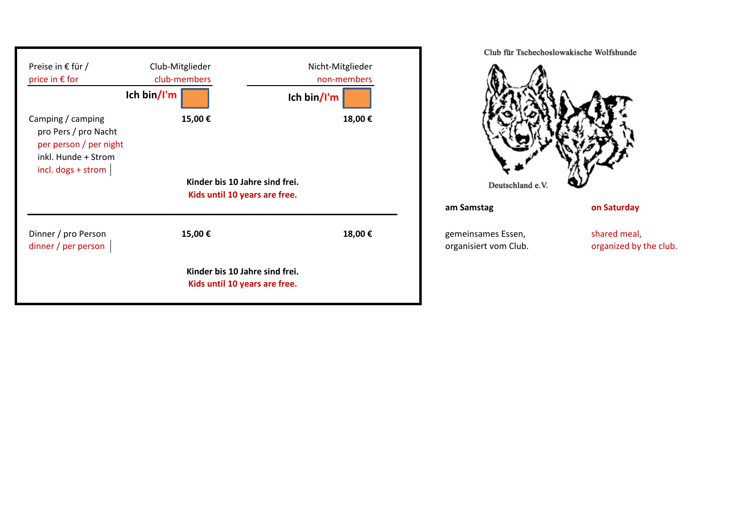| Preise in € für / price in € for | Club-Mitglieder club-members | Nicht-Mitglieder non-members |
|---|---|---|
| | Ich bin/I'm ☐ | Ich bin/I'm ☐ |
| Camping / camping pro Pers / pro Nacht per person / per night inkl. Hunde + Strom incl. dogs + strom | **15,00 €** | **18,00 €** |
| | **Kinder bis 10 Jahre sind frei.** **Kids until 10 years are free.** | |
| Dinner / pro Person dinner / per person | **15,00 €** | **18,00 €** |
| | **Kinder bis 10 Jahre sind frei.** **Kids until 10 years are free.** | |

Club für Tschechoslowakische Wolfshunde

Deutschland e.V.

**am Samstag** | **on Saturday**

gemeinsames Essen, organisiert vom Club.

shared meal, organized by the club.